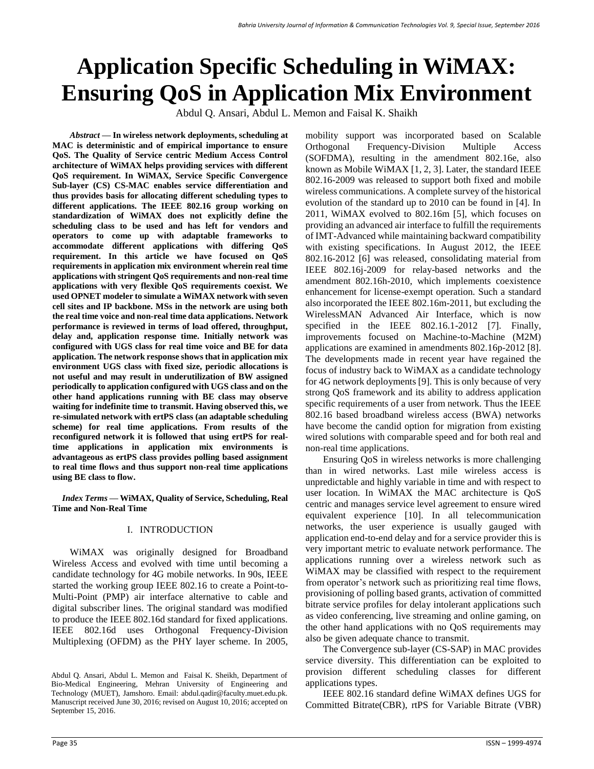# Application Specific Scheduling in WiMAX: Ensuring QoS in Application Mix Environment

Abdul Q. Ansari, Abdul L. Memon and Faisal K. Shaikh

***Abstract* — In wireless network deployments, scheduling at MAC is deterministic and of empirical importance to ensure QoS. The Quality of Service centric Medium Access Control architecture of WiMAX helps providing services with different QoS requirement. In WiMAX, Service Specific Convergence Sub-layer (CS) CS-MAC enables service differentiation and thus provides basis for allocating different scheduling types to different applications. The IEEE 802.16 group working on standardization of WiMAX does not explicitly define the scheduling class to be used and has left for vendors and operators to come up with adaptable frameworks to accommodate different applications with differing QoS requirement. In this article we have focused on QoS requirements in application mix environment wherein real time applications with stringent QoS requirements and non-real time applications with very flexible QoS requirements coexist. We used OPNET modeler to simulate a WiMAX network with seven cell sites and IP backbone. MSs in the network are using both the real time voice and non-real time data applications. Network performance is reviewed in terms of load offered, throughput, delay and, application response time. Initially network was configured with UGS class for real time voice and BE for data application. The network response shows that in application mix environment UGS class with fixed size, periodic allocations is not useful and may result in underutilization of BW assigned periodically to application configured with UGS class and on the other hand applications running with BE class may observe waiting for indefinite time to transmit. Having observed this, we re-simulated network with ertPS class (an adaptable scheduling scheme) for real time applications. From results of the reconfigured network it is followed that using ertPS for real-time applications in application mix environments is advantageous as ertPS class provides polling based assignment to real time flows and thus support non-real time applications using BE class to flow.**

***Index Terms* — WiMAX, Quality of Service, Scheduling, Real Time and Non-Real Time**

## I. INTRODUCTION

WiMAX was originally designed for Broadband Wireless Access and evolved with time until becoming a candidate technology for 4G mobile networks. In 90s, IEEE started the working group IEEE 802.16 to create a Point-to-Multi-Point (PMP) air interface alternative to cable and digital subscriber lines. The original standard was modified to produce the IEEE 802.16d standard for fixed applications. IEEE 802.16d uses Orthogonal Frequency-Division Multiplexing (OFDM) as the PHY layer scheme. In 2005, mobility support was incorporated based on Scalable Orthogonal Frequency-Division Multiple Access (SOFDMA), resulting in the amendment 802.16e, also known as Mobile WiMAX [1, 2, 3]. Later, the standard IEEE 802.16-2009 was released to support both fixed and mobile wireless communications. A complete survey of the historical evolution of the standard up to 2010 can be found in [4]. In 2011, WiMAX evolved to 802.16m [5], which focuses on providing an advanced air interface to fulfill the requirements of IMT-Advanced while maintaining backward compatibility with existing specifications. In August 2012, the IEEE 802.16-2012 [6] was released, consolidating material from IEEE 802.16j-2009 for relay-based networks and the amendment 802.16h-2010, which implements coexistence enhancement for license-exempt operation. Such a standard also incorporated the IEEE 802.16m-2011, but excluding the WirelessMAN Advanced Air Interface, which is now specified in the IEEE 802.16.1-2012 [7]. Finally, improvements focused on Machine-to-Machine (M2M) applications are examined in amendments 802.16p-2012 [8]. The developments made in recent year have regained the focus of industry back to WiMAX as a candidate technology for 4G network deployments [9]. This is only because of very strong QoS framework and its ability to address application specific requirements of a user from network. Thus the IEEE 802.16 based broadband wireless access (BWA) networks have become the candid option for migration from existing wired solutions with comparable speed and for both real and non-real time applications.

Ensuring QoS in wireless networks is more challenging than in wired networks. Last mile wireless access is unpredictable and highly variable in time and with respect to user location. In WiMAX the MAC architecture is QoS centric and manages service level agreement to ensure wired equivalent experience [10]. In all telecommunication networks, the user experience is usually gauged with application end-to-end delay and for a service provider this is very important metric to evaluate network performance. The applications running over a wireless network such as WiMAX may be classified with respect to the requirement from operator's network such as prioritizing real time flows, provisioning of polling based grants, activation of committed bitrate service profiles for delay intolerant applications such as video conferencing, live streaming and online gaming, on the other hand applications with no QoS requirements may also be given adequate chance to transmit.

The Convergence sub-layer (CS-SAP) in MAC provides service diversity. This differentiation can be exploited to provision different scheduling classes for different applications types.

IEEE 802.16 standard define WiMAX defines UGS for Committed Bitrate(CBR), rtPS for Variable Bitrate (VBR)

Abdul Q. Ansari, Abdul L. Memon and Faisal K. Sheikh, Department of Bio-Medical Engineering, Mehran University of Engineering and Technology (MUET), Jamshoro. Email: abdul.qadir@faculty.muet.edu.pk. Manuscript received June 30, 2016; revised on August 10, 2016; accepted on September 15, 2016.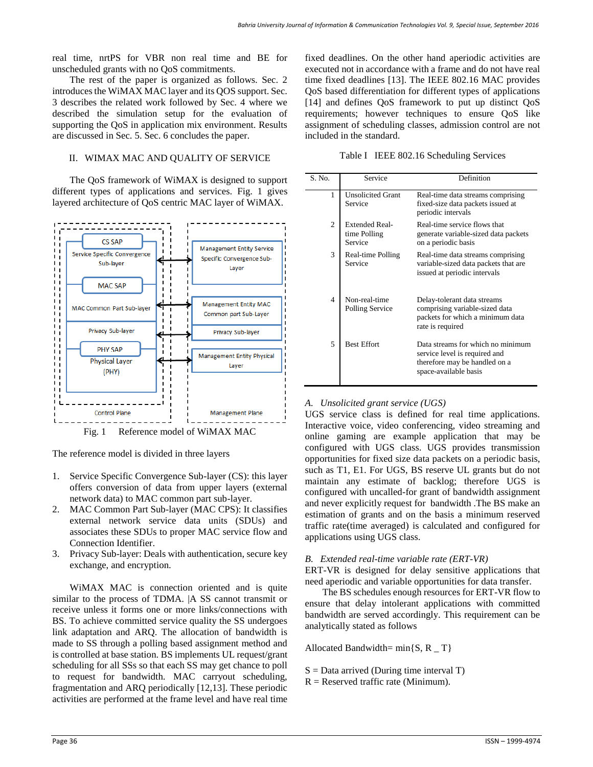real time, nrtPS for VBR non real time and BE for unscheduled grants with no QoS commitments.

The rest of the paper is organized as follows. Sec. 2 introduces the WiMAX MAC layer and its QOS support. Sec. 3 describes the related work followed by Sec. 4 where we described the simulation setup for the evaluation of supporting the QoS in application mix environment. Results are discussed in Sec. 5. Sec. 6 concludes the paper.

## II. WIMAX MAC AND QUALITY OF SERVICE

The QoS framework of WiMAX is designed to support different types of applications and services. Fig. 1 gives layered architecture of QoS centric MAC layer of WiMAX.

Fig. 1 Reference model of WiMAX MAC

The reference model is divided in three layers

1. Service Specific Convergence Sub-layer (CS): this layer offers conversion of data from upper layers (external network data) to MAC common part sub-layer.
2. MAC Common Part Sub-layer (MAC CPS): It classifies external network service data units (SDUs) and associates these SDUs to proper MAC service flow and Connection Identifier.
3. Privacy Sub-layer: Deals with authentication, secure key exchange, and encryption.

WiMAX MAC is connection oriented and is quite similar to the process of TDMA. |A SS cannot transmit or receive unless it forms one or more links/connections with BS. To achieve committed service quality the SS undergoes link adaptation and ARQ. The allocation of bandwidth is made to SS through a polling based assignment method and is controlled at base station. BS implements UL request/grant scheduling for all SSs so that each SS may get chance to poll to request for bandwidth. MAC carryout scheduling, fragmentation and ARQ periodically [12,13]. These periodic activities are performed at the frame level and have real time fixed deadlines. On the other hand aperiodic activities are executed not in accordance with a frame and do not have real time fixed deadlines [13]. The IEEE 802.16 MAC provides QoS based differentiation for different types of applications [14] and defines QoS framework to put up distinct QoS requirements; however techniques to ensure QoS like assignment of scheduling classes, admission control are not included in the standard.

Table I IEEE 802.16 Scheduling Services

| S. No. | Service | Definition |
|---|---|---|
| 1 | Unsolicited Grant Service | Real-time data streams comprising fixed-size data packets issued at periodic intervals |
| 2 | Extended Real-time Polling Service | Real-time service flows that generate variable-sized data packets on a periodic basis |
| 3 | Real-time Polling Service | Real-time data streams comprising variable-sized data packets that are issued at periodic intervals |
| 4 | Non-real-time Polling Service | Delay-tolerant data streams comprising variable-sized data packets for which a minimum data rate is required |
| 5 | Best Effort | Data streams for which no minimum service level is required and therefore may be handled on a space-available basis |

### A. Unsolicited grant service (UGS)

UGS service class is defined for real time applications. Interactive voice, video conferencing, video streaming and online gaming are example application that may be configured with UGS class. UGS provides transmission opportunities for fixed size data packets on a periodic basis, such as T1, E1. For UGS, BS reserve UL grants but do not maintain any estimate of backlog; therefore UGS is configured with uncalled-for grant of bandwidth assignment and never explicitly request for bandwidth .The BS make an estimation of grants and on the basis a minimum reserved traffic rate(time averaged) is calculated and configured for applications using UGS class.

### B. Extended real-time variable rate (ERT-VR)

ERT-VR is designed for delay sensitive applications that need aperiodic and variable opportunities for data transfer.

The BS schedules enough resources for ERT-VR flow to ensure that delay intolerant applications with committed bandwidth are served accordingly. This requirement can be analytically stated as follows

Allocated Bandwidth= min{S, R _ T}

S = Data arrived (During time interval T)
R = Reserved traffic rate (Minimum).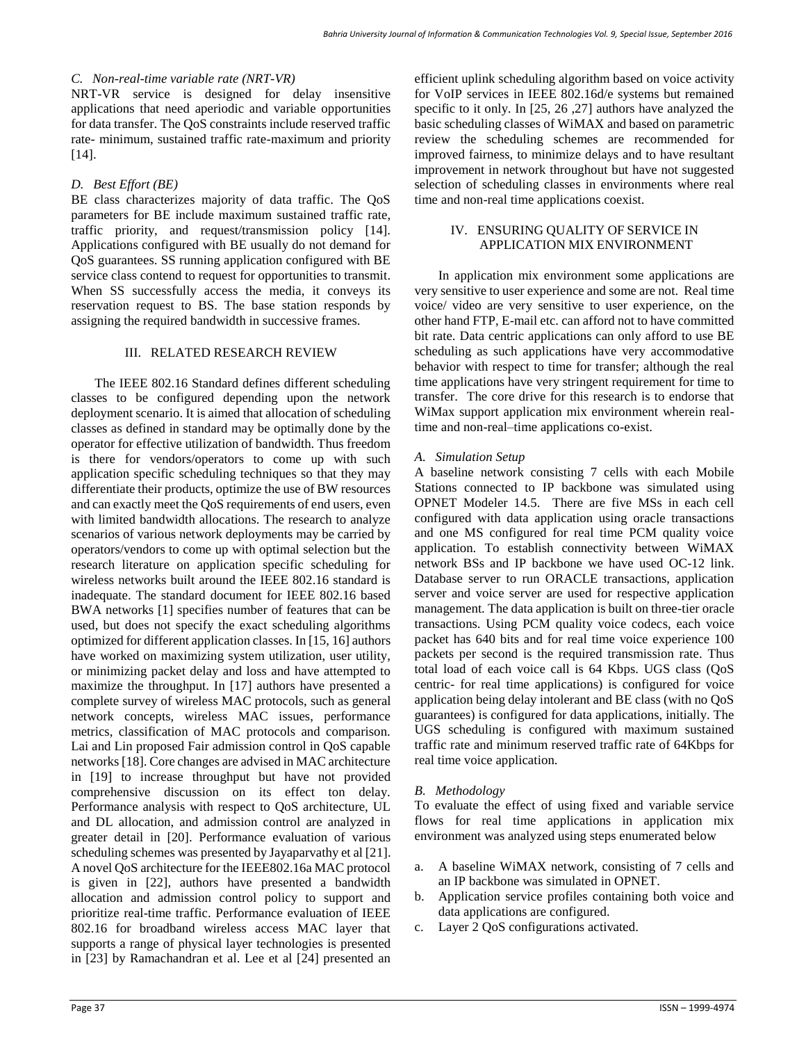### C. Non-real-time variable rate (NRT-VR)

NRT-VR service is designed for delay insensitive applications that need aperiodic and variable opportunities for data transfer. The QoS constraints include reserved traffic rate- minimum, sustained traffic rate-maximum and priority [14].

### D. Best Effort (BE)

BE class characterizes majority of data traffic. The QoS parameters for BE include maximum sustained traffic rate, traffic priority, and request/transmission policy [14]. Applications configured with BE usually do not demand for QoS guarantees. SS running application configured with BE service class contend to request for opportunities to transmit. When SS successfully access the media, it conveys its reservation request to BS. The base station responds by assigning the required bandwidth in successive frames.

## III. RELATED RESEARCH REVIEW

The IEEE 802.16 Standard defines different scheduling classes to be configured depending upon the network deployment scenario. It is aimed that allocation of scheduling classes as defined in standard may be optimally done by the operator for effective utilization of bandwidth. Thus freedom is there for vendors/operators to come up with such application specific scheduling techniques so that they may differentiate their products, optimize the use of BW resources and can exactly meet the QoS requirements of end users, even with limited bandwidth allocations. The research to analyze scenarios of various network deployments may be carried by operators/vendors to come up with optimal selection but the research literature on application specific scheduling for wireless networks built around the IEEE 802.16 standard is inadequate. The standard document for IEEE 802.16 based BWA networks [1] specifies number of features that can be used, but does not specify the exact scheduling algorithms optimized for different application classes. In [15, 16] authors have worked on maximizing system utilization, user utility, or minimizing packet delay and loss and have attempted to maximize the throughput. In [17] authors have presented a complete survey of wireless MAC protocols, such as general network concepts, wireless MAC issues, performance metrics, classification of MAC protocols and comparison. Lai and Lin proposed Fair admission control in QoS capable networks [18]. Core changes are advised in MAC architecture in [19] to increase throughput but have not provided comprehensive discussion on its effect ton delay. Performance analysis with respect to QoS architecture, UL and DL allocation, and admission control are analyzed in greater detail in [20]. Performance evaluation of various scheduling schemes was presented by Jayaparvathy et al [21]. A novel QoS architecture for the IEEE802.16a MAC protocol is given in [22], authors have presented a bandwidth allocation and admission control policy to support and prioritize real-time traffic. Performance evaluation of IEEE 802.16 for broadband wireless access MAC layer that supports a range of physical layer technologies is presented in [23] by Ramachandran et al. Lee et al [24] presented an efficient uplink scheduling algorithm based on voice activity for VoIP services in IEEE 802.16d/e systems but remained specific to it only. In [25, 26 ,27] authors have analyzed the basic scheduling classes of WiMAX and based on parametric review the scheduling schemes are recommended for improved fairness, to minimize delays and to have resultant improvement in network throughout but have not suggested selection of scheduling classes in environments where real time and non-real time applications coexist.

## IV. ENSURING QUALITY OF SERVICE IN APPLICATION MIX ENVIRONMENT

In application mix environment some applications are very sensitive to user experience and some are not. Real time voice/ video are very sensitive to user experience, on the other hand FTP, E-mail etc. can afford not to have committed bit rate. Data centric applications can only afford to use BE scheduling as such applications have very accommodative behavior with respect to time for transfer; although the real time applications have very stringent requirement for time to transfer. The core drive for this research is to endorse that WiMax support application mix environment wherein real-time and non-real–time applications co-exist.

### A. Simulation Setup

A baseline network consisting 7 cells with each Mobile Stations connected to IP backbone was simulated using OPNET Modeler 14.5. There are five MSs in each cell configured with data application using oracle transactions and one MS configured for real time PCM quality voice application. To establish connectivity between WiMAX network BSs and IP backbone we have used OC-12 link. Database server to run ORACLE transactions, application server and voice server are used for respective application management. The data application is built on three-tier oracle transactions. Using PCM quality voice codecs, each voice packet has 640 bits and for real time voice experience 100 packets per second is the required transmission rate. Thus total load of each voice call is 64 Kbps. UGS class (QoS centric- for real time applications) is configured for voice application being delay intolerant and BE class (with no QoS guarantees) is configured for data applications, initially. The UGS scheduling is configured with maximum sustained traffic rate and minimum reserved traffic rate of 64Kbps for real time voice application.

### B. Methodology

To evaluate the effect of using fixed and variable service flows for real time applications in application mix environment was analyzed using steps enumerated below

a. A baseline WiMAX network, consisting of 7 cells and an IP backbone was simulated in OPNET.
b. Application service profiles containing both voice and data applications are configured.
c. Layer 2 QoS configurations activated.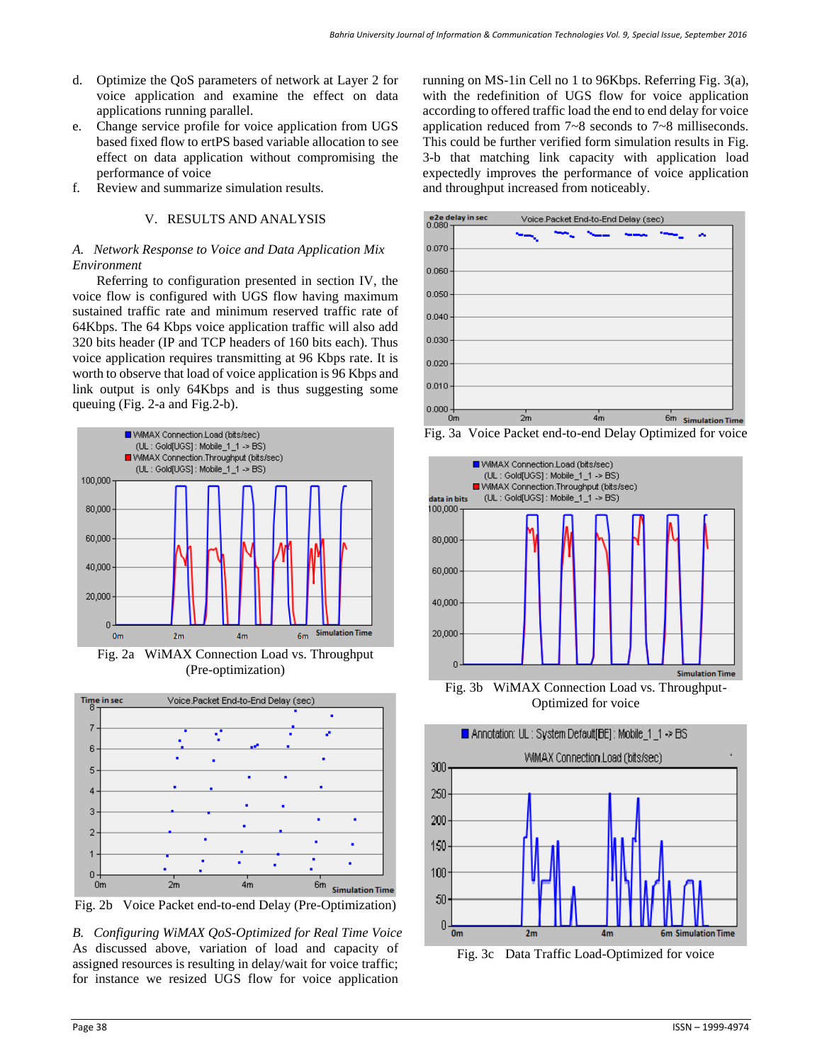d. Optimize the QoS parameters of network at Layer 2 for voice application and examine the effect on data applications running parallel.
e. Change service profile for voice application from UGS based fixed flow to ertPS based variable allocation to see effect on data application without compromising the performance of voice
f. Review and summarize simulation results.

## V. RESULTS AND ANALYSIS

### *A. Network Response to Voice and Data Application Mix Environment*

Referring to configuration presented in section IV, the voice flow is configured with UGS flow having maximum sustained traffic rate and minimum reserved traffic rate of 64Kbps. The 64 Kbps voice application traffic will also add 320 bits header (IP and TCP headers of 160 bits each). Thus voice application requires transmitting at 96 Kbps rate. It is worth to observe that load of voice application is 96 Kbps and link output is only 64Kbps and is thus suggesting some queuing (Fig. 2-a and Fig.2-b).

Fig. 2a WiMAX Connection Load vs. Throughput (Pre-optimization)

Fig. 2b Voice Packet end-to-end Delay (Pre-Optimization)

### *B. Configuring WiMAX QoS-Optimized for Real Time Voice*

As discussed above, variation of load and capacity of assigned resources is resulting in delay/wait for voice traffic; for instance we resized UGS flow for voice application running on MS-1in Cell no 1 to 96Kbps. Referring Fig. 3(a), with the redefinition of UGS flow for voice application according to offered traffic load the end to end delay for voice application reduced from 7~8 seconds to 7~8 milliseconds. This could be further verified form simulation results in Fig. 3-b that matching link capacity with application load expectedly improves the performance of voice application and throughput increased from noticeably.

Fig. 3a Voice Packet end-to-end Delay Optimized for voice

Fig. 3b WiMAX Connection Load vs. Throughput-Optimized for voice

Fig. 3c Data Traffic Load-Optimized for voice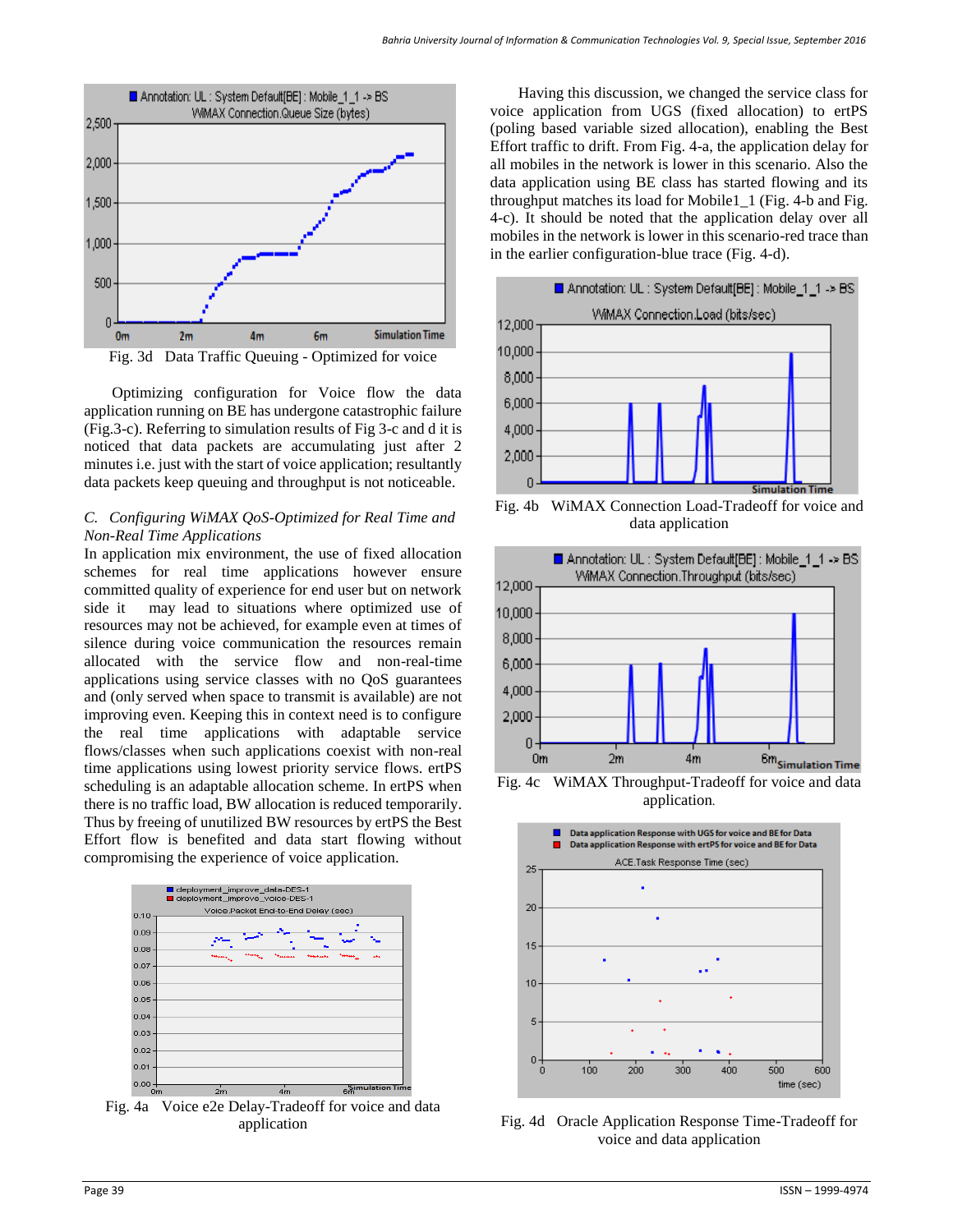Fig. 3d Data Traffic Queuing - Optimized for voice

Optimizing configuration for Voice flow the data application running on BE has undergone catastrophic failure (Fig.3-c). Referring to simulation results of Fig 3-c and d it is noticed that data packets are accumulating just after 2 minutes i.e. just with the start of voice application; resultantly data packets keep queuing and throughput is not noticeable.

### *C. Configuring WiMAX QoS-Optimized for Real Time and Non-Real Time Applications*

In application mix environment, the use of fixed allocation schemes for real time applications however ensure committed quality of experience for end user but on network side it may lead to situations where optimized use of resources may not be achieved, for example even at times of silence during voice communication the resources remain allocated with the service flow and non-real-time applications using service classes with no QoS guarantees and (only served when space to transmit is available) are not improving even. Keeping this in context need is to configure the real time applications with adaptable service flows/classes when such applications coexist with non-real time applications using lowest priority service flows. ertPS scheduling is an adaptable allocation scheme. In ertPS when there is no traffic load, BW allocation is reduced temporarily. Thus by freeing of unutilized BW resources by ertPS the Best Effort flow is benefited and data start flowing without compromising the experience of voice application.

Fig. 4a Voice e2e Delay-Tradeoff for voice and data application

Having this discussion, we changed the service class for voice application from UGS (fixed allocation) to ertPS (poling based variable sized allocation), enabling the Best Effort traffic to drift. From Fig. 4-a, the application delay for all mobiles in the network is lower in this scenario. Also the data application using BE class has started flowing and its throughput matches its load for Mobile1_1 (Fig. 4-b and Fig. 4-c). It should be noted that the application delay over all mobiles in the network is lower in this scenario-red trace than in the earlier configuration-blue trace (Fig. 4-d).

Fig. 4b WiMAX Connection Load-Tradeoff for voice and data application

Fig. 4c WiMAX Throughput-Tradeoff for voice and data application.

Fig. 4d Oracle Application Response Time-Tradeoff for voice and data application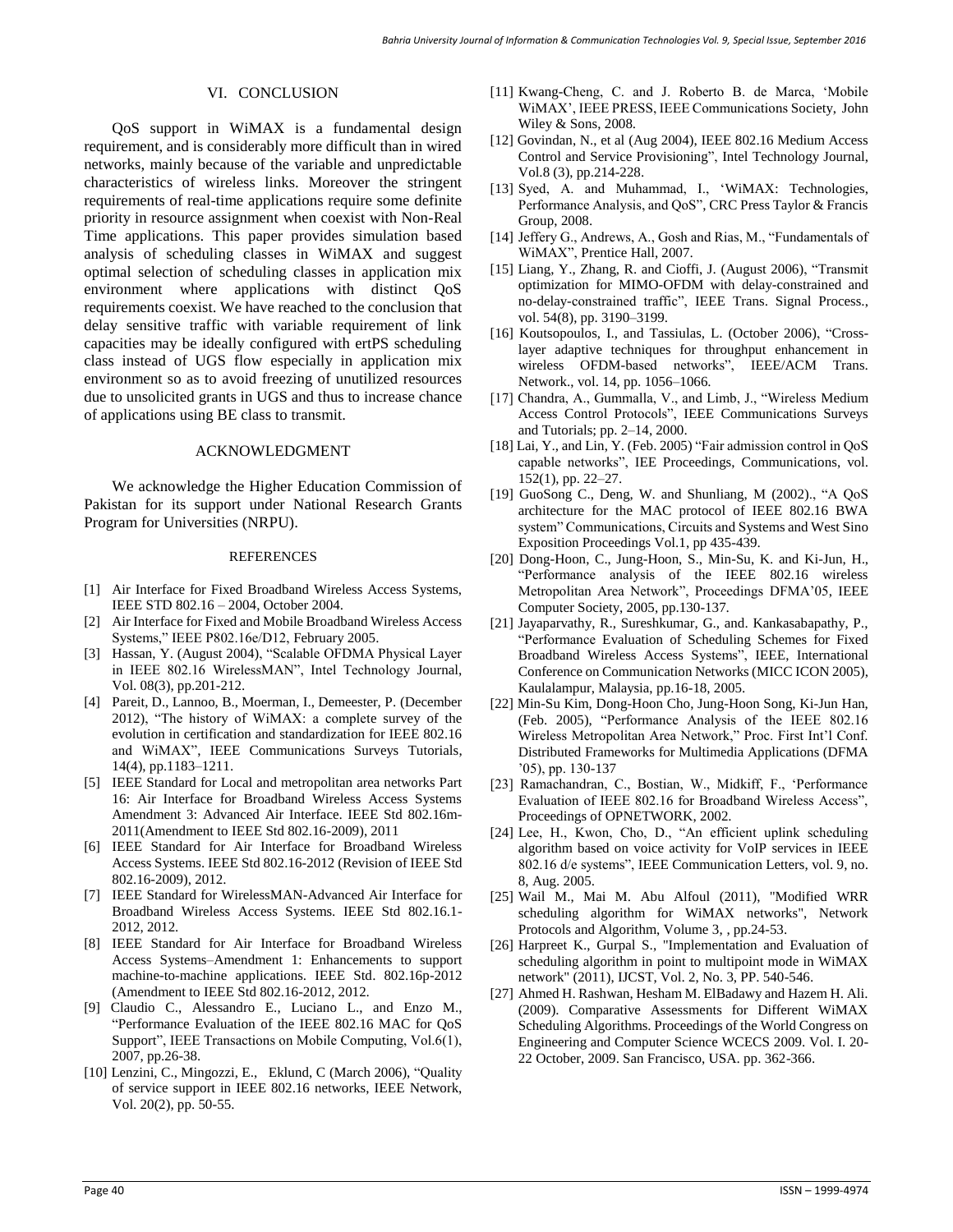## VI. CONCLUSION

QoS support in WiMAX is a fundamental design requirement, and is considerably more difficult than in wired networks, mainly because of the variable and unpredictable characteristics of wireless links. Moreover the stringent requirements of real-time applications require some definite priority in resource assignment when coexist with Non-Real Time applications. This paper provides simulation based analysis of scheduling classes in WiMAX and suggest optimal selection of scheduling classes in application mix environment where applications with distinct QoS requirements coexist. We have reached to the conclusion that delay sensitive traffic with variable requirement of link capacities may be ideally configured with ertPS scheduling class instead of UGS flow especially in application mix environment so as to avoid freezing of unutilized resources due to unsolicited grants in UGS and thus to increase chance of applications using BE class to transmit.

## ACKNOWLEDGMENT

We acknowledge the Higher Education Commission of Pakistan for its support under National Research Grants Program for Universities (NRPU).

## REFERENCES

[1] Air Interface for Fixed Broadband Wireless Access Systems, IEEE STD 802.16 – 2004, October 2004.

[2] Air Interface for Fixed and Mobile Broadband Wireless Access Systems," IEEE P802.16e/D12, February 2005.

[3] Hassan, Y. (August 2004), "Scalable OFDMA Physical Layer in IEEE 802.16 WirelessMAN", Intel Technology Journal, Vol. 08(3), pp.201-212.

[4] Pareit, D., Lannoo, B., Moerman, I., Demeester, P. (December 2012), "The history of WiMAX: a complete survey of the evolution in certification and standardization for IEEE 802.16 and WiMAX", IEEE Communications Surveys Tutorials, 14(4), pp.1183–1211.

[5] IEEE Standard for Local and metropolitan area networks Part 16: Air Interface for Broadband Wireless Access Systems Amendment 3: Advanced Air Interface. IEEE Std 802.16m-2011(Amendment to IEEE Std 802.16-2009), 2011

[6] IEEE Standard for Air Interface for Broadband Wireless Access Systems. IEEE Std 802.16-2012 (Revision of IEEE Std 802.16-2009), 2012.

[7] IEEE Standard for WirelessMAN-Advanced Air Interface for Broadband Wireless Access Systems. IEEE Std 802.16.1-2012, 2012.

[8] IEEE Standard for Air Interface for Broadband Wireless Access Systems–Amendment 1: Enhancements to support machine-to-machine applications. IEEE Std. 802.16p-2012 (Amendment to IEEE Std 802.16-2012, 2012.

[9] Claudio C., Alessandro E., Luciano L., and Enzo M., "Performance Evaluation of the IEEE 802.16 MAC for QoS Support", IEEE Transactions on Mobile Computing, Vol.6(1), 2007, pp.26-38.

[10] Lenzini, C., Mingozzi, E., Eklund, C (March 2006), "Quality of service support in IEEE 802.16 networks, IEEE Network, Vol. 20(2), pp. 50-55.

[11] Kwang-Cheng, C. and J. Roberto B. de Marca, 'Mobile WiMAX', IEEE PRESS, IEEE Communications Society, John Wiley & Sons, 2008.

[12] Govindan, N., et al (Aug 2004), IEEE 802.16 Medium Access Control and Service Provisioning", Intel Technology Journal, Vol.8 (3), pp.214-228.

[13] Syed, A. and Muhammad, I., 'WiMAX: Technologies, Performance Analysis, and QoS", CRC Press Taylor & Francis Group, 2008.

[14] Jeffery G., Andrews, A., Gosh and Rias, M., "Fundamentals of WiMAX", Prentice Hall, 2007.

[15] Liang, Y., Zhang, R. and Cioffi, J. (August 2006), "Transmit optimization for MIMO-OFDM with delay-constrained and no-delay-constrained traffic", IEEE Trans. Signal Process., vol. 54(8), pp. 3190–3199.

[16] Koutsopoulos, I., and Tassiulas, L. (October 2006), "Cross-layer adaptive techniques for throughput enhancement in wireless OFDM-based networks", IEEE/ACM Trans. Network., vol. 14, pp. 1056–1066.

[17] Chandra, A., Gummalla, V., and Limb, J., "Wireless Medium Access Control Protocols", IEEE Communications Surveys and Tutorials; pp. 2–14, 2000.

[18] Lai, Y., and Lin, Y. (Feb. 2005) "Fair admission control in QoS capable networks", IEE Proceedings, Communications, vol. 152(1), pp. 22–27.

[19] GuoSong C., Deng, W. and Shunliang, M (2002)., "A QoS architecture for the MAC protocol of IEEE 802.16 BWA system" Communications, Circuits and Systems and West Sino Exposition Proceedings Vol.1, pp 435-439.

[20] Dong-Hoon, C., Jung-Hoon, S., Min-Su, K. and Ki-Jun, H., "Performance analysis of the IEEE 802.16 wireless Metropolitan Area Network", Proceedings DFMA'05, IEEE Computer Society, 2005, pp.130-137.

[21] Jayaparvathy, R., Sureshkumar, G., and. Kankasabapathy, P., "Performance Evaluation of Scheduling Schemes for Fixed Broadband Wireless Access Systems", IEEE, International Conference on Communication Networks (MICC ICON 2005), Kaulalampur, Malaysia, pp.16-18, 2005.

[22] Min-Su Kim, Dong-Hoon Cho, Jung-Hoon Song, Ki-Jun Han, (Feb. 2005), "Performance Analysis of the IEEE 802.16 Wireless Metropolitan Area Network," Proc. First Int'l Conf. Distributed Frameworks for Multimedia Applications (DFMA '05), pp. 130-137

[23] Ramachandran, C., Bostian, W., Midkiff, F., 'Performance Evaluation of IEEE 802.16 for Broadband Wireless Access", Proceedings of OPNETWORK, 2002.

[24] Lee, H., Kwon, Cho, D., "An efficient uplink scheduling algorithm based on voice activity for VoIP services in IEEE 802.16 d/e systems", IEEE Communication Letters, vol. 9, no. 8, Aug. 2005.

[25] Wail M., Mai M. Abu Alfoul (2011), "Modified WRR scheduling algorithm for WiMAX networks", Network Protocols and Algorithm, Volume 3, , pp.24-53.

[26] Harpreet K., Gurpal S., "Implementation and Evaluation of scheduling algorithm in point to multipoint mode in WiMAX network" (2011), IJCST, Vol. 2, No. 3, PP. 540-546.

[27] Ahmed H. Rashwan, Hesham M. ElBadawy and Hazem H. Ali. (2009). Comparative Assessments for Different WiMAX Scheduling Algorithms. Proceedings of the World Congress on Engineering and Computer Science WCECS 2009. Vol. I. 20-22 October, 2009. San Francisco, USA. pp. 362-366.